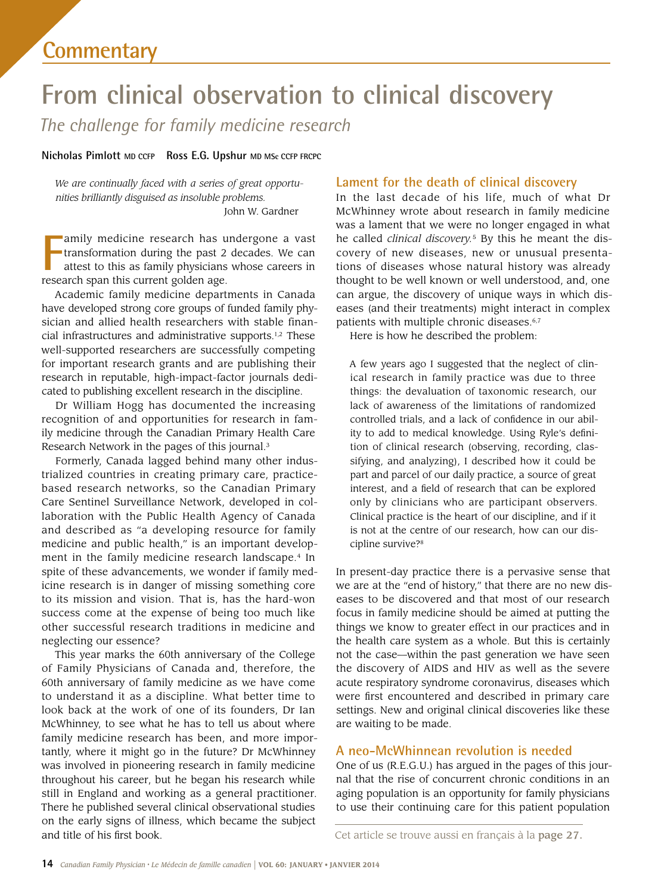Commentary

# From clinical observation to clinical discovery

## *The challenge for family medicine research*

**Nicholas Pimlott** MD CCFP **Ross E.G. Upshur** MD MSc CCFP FRCPC

> *We are continually faced with a series of great opportunities brilliantly disguised as insoluble problems.*
>
> John W. Gardner

Family medicine research has undergone a vast transformation during the past 2 decades. We can attest to this as family physicians whose careers in research span this current golden age.

Academic family medicine departments in Canada have developed strong core groups of funded family physician and allied health researchers with stable financial infrastructures and administrative supports.[1,2] These well-supported researchers are successfully competing for important research grants and are publishing their research in reputable, high-impact-factor journals dedicated to publishing excellent research in the discipline.

Dr William Hogg has documented the increasing recognition of and opportunities for research in family medicine through the Canadian Primary Health Care Research Network in the pages of this journal.[3]

Formerly, Canada lagged behind many other industrialized countries in creating primary care, practice-based research networks, so the Canadian Primary Care Sentinel Surveillance Network, developed in collaboration with the Public Health Agency of Canada and described as "a developing resource for family medicine and public health," is an important development in the family medicine research landscape.[4] In spite of these advancements, we wonder if family medicine research is in danger of missing something core to its mission and vision. That is, has the hard-won success come at the expense of being too much like other successful research traditions in medicine and neglecting our essence?

This year marks the 60th anniversary of the College of Family Physicians of Canada and, therefore, the 60th anniversary of family medicine as we have come to understand it as a discipline. What better time to look back at the work of one of its founders, Dr Ian McWhinney, to see what he has to tell us about where family medicine research has been, and more importantly, where it might go in the future? Dr McWhinney was involved in pioneering research in family medicine throughout his career, but he began his research while still in England and working as a general practitioner. There he published several clinical observational studies on the early signs of illness, which became the subject and title of his first book.

### Lament for the death of clinical discovery

In the last decade of his life, much of what Dr McWhinney wrote about research in family medicine was a lament that we were no longer engaged in what he called *clinical discovery*.[5] By this he meant the discovery of new diseases, new or unusual presentations of diseases whose natural history was already thought to be well known or well understood, and, one can argue, the discovery of unique ways in which diseases (and their treatments) might interact in complex patients with multiple chronic diseases.[6,7]

Here is how he described the problem:

> A few years ago I suggested that the neglect of clinical research in family practice was due to three things: the devaluation of taxonomic research, our lack of awareness of the limitations of randomized controlled trials, and a lack of confidence in our ability to add to medical knowledge. Using Ryle's definition of clinical research (observing, recording, classifying, and analyzing), I described how it could be part and parcel of our daily practice, a source of great interest, and a field of research that can be explored only by clinicians who are participant observers. Clinical practice is the heart of our discipline, and if it is not at the centre of our research, how can our discipline survive?[8]

In present-day practice there is a pervasive sense that we are at the "end of history," that there are no new diseases to be discovered and that most of our research focus in family medicine should be aimed at putting the things we know to greater effect in our practices and in the health care system as a whole. But this is certainly not the case—within the past generation we have seen the discovery of AIDS and HIV as well as the severe acute respiratory syndrome coronavirus, diseases which were first encountered and described in primary care settings. New and original clinical discoveries like these are waiting to be made.

### A neo-McWhinnean revolution is needed

One of us (R.E.G.U.) has argued in the pages of this journal that the rise of concurrent chronic conditions in an aging population is an opportunity for family physicians to use their continuing care for this patient population

Cet article se trouve aussi en français à la **page 27.**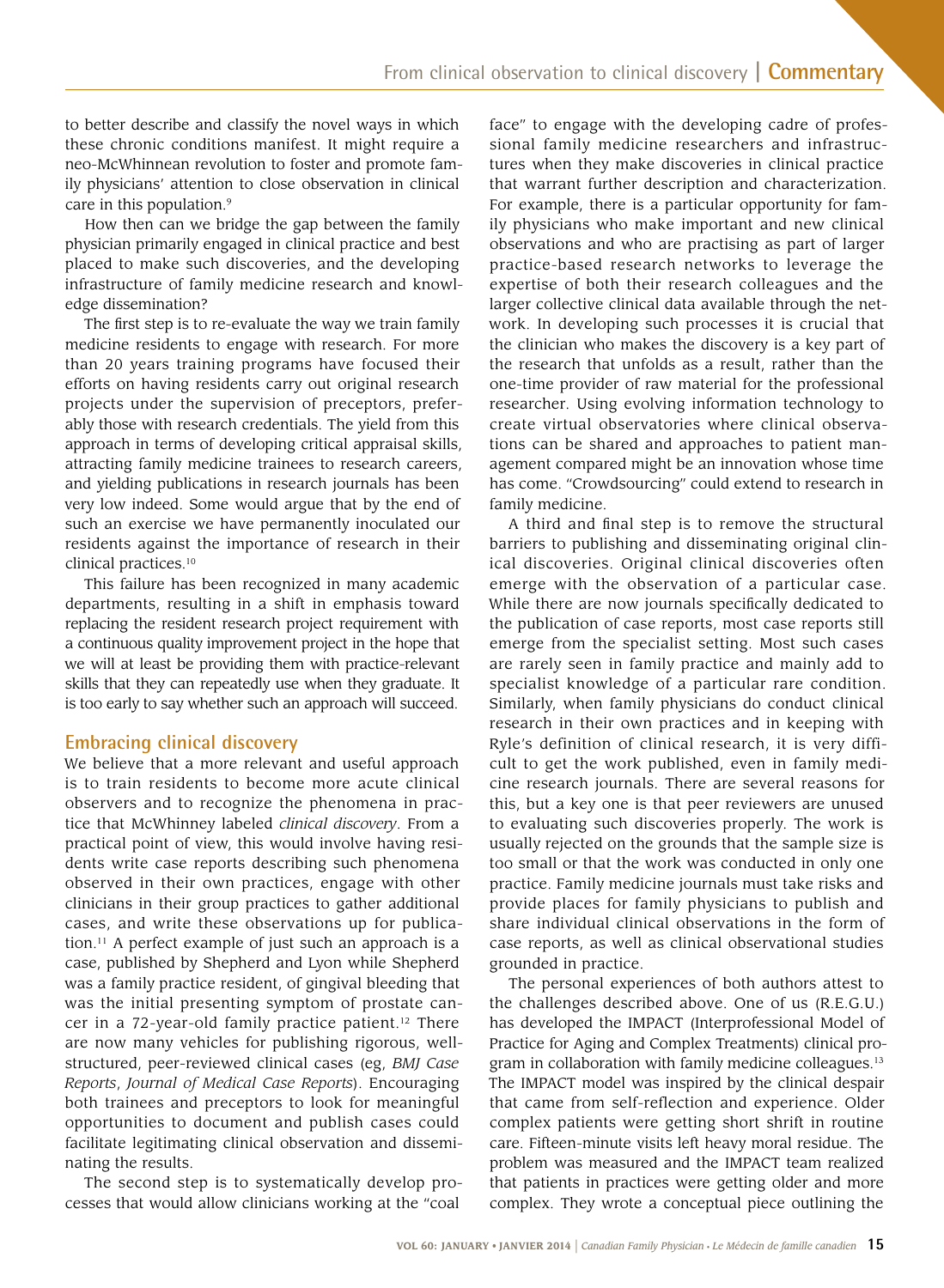to better describe and classify the novel ways in which these chronic conditions manifest. It might require a neo-McWhinnean revolution to foster and promote family physicians' attention to close observation in clinical care in this population.[9]

How then can we bridge the gap between the family physician primarily engaged in clinical practice and best placed to make such discoveries, and the developing infrastructure of family medicine research and knowledge dissemination?

The first step is to re-evaluate the way we train family medicine residents to engage with research. For more than 20 years training programs have focused their efforts on having residents carry out original research projects under the supervision of preceptors, preferably those with research credentials. The yield from this approach in terms of developing critical appraisal skills, attracting family medicine trainees to research careers, and yielding publications in research journals has been very low indeed. Some would argue that by the end of such an exercise we have permanently inoculated our residents against the importance of research in their clinical practices.[10]

This failure has been recognized in many academic departments, resulting in a shift in emphasis toward replacing the resident research project requirement with a continuous quality improvement project in the hope that we will at least be providing them with practice-relevant skills that they can repeatedly use when they graduate. It is too early to say whether such an approach will succeed.

## Embracing clinical discovery

We believe that a more relevant and useful approach is to train residents to become more acute clinical observers and to recognize the phenomena in practice that McWhinney labeled *clinical discovery*. From a practical point of view, this would involve having residents write case reports describing such phenomena observed in their own practices, engage with other clinicians in their group practices to gather additional cases, and write these observations up for publication.[11] A perfect example of just such an approach is a case, published by Shepherd and Lyon while Shepherd was a family practice resident, of gingival bleeding that was the initial presenting symptom of prostate cancer in a 72-year-old family practice patient.[12] There are now many vehicles for publishing rigorous, well-structured, peer-reviewed clinical cases (eg, *BMJ Case Reports*, *Journal of Medical Case Reports*). Encouraging both trainees and preceptors to look for meaningful opportunities to document and publish cases could facilitate legitimating clinical observation and disseminating the results.

The second step is to systematically develop processes that would allow clinicians working at the "coal face" to engage with the developing cadre of professional family medicine researchers and infrastructures when they make discoveries in clinical practice that warrant further description and characterization. For example, there is a particular opportunity for family physicians who make important and new clinical observations and who are practising as part of larger practice-based research networks to leverage the expertise of both their research colleagues and the larger collective clinical data available through the network. In developing such processes it is crucial that the clinician who makes the discovery is a key part of the research that unfolds as a result, rather than the one-time provider of raw material for the professional researcher. Using evolving information technology to create virtual observatories where clinical observations can be shared and approaches to patient management compared might be an innovation whose time has come. "Crowdsourcing" could extend to research in family medicine.

A third and final step is to remove the structural barriers to publishing and disseminating original clinical discoveries. Original clinical discoveries often emerge with the observation of a particular case. While there are now journals specifically dedicated to the publication of case reports, most case reports still emerge from the specialist setting. Most such cases are rarely seen in family practice and mainly add to specialist knowledge of a particular rare condition. Similarly, when family physicians do conduct clinical research in their own practices and in keeping with Ryle's definition of clinical research, it is very difficult to get the work published, even in family medicine research journals. There are several reasons for this, but a key one is that peer reviewers are unused to evaluating such discoveries properly. The work is usually rejected on the grounds that the sample size is too small or that the work was conducted in only one practice. Family medicine journals must take risks and provide places for family physicians to publish and share individual clinical observations in the form of case reports, as well as clinical observational studies grounded in practice.

The personal experiences of both authors attest to the challenges described above. One of us (R.E.G.U.) has developed the IMPACT (Interprofessional Model of Practice for Aging and Complex Treatments) clinical program in collaboration with family medicine colleagues.[13] The IMPACT model was inspired by the clinical despair that came from self-reflection and experience. Older complex patients were getting short shrift in routine care. Fifteen-minute visits left heavy moral residue. The problem was measured and the IMPACT team realized that patients in practices were getting older and more complex. They wrote a conceptual piece outlining the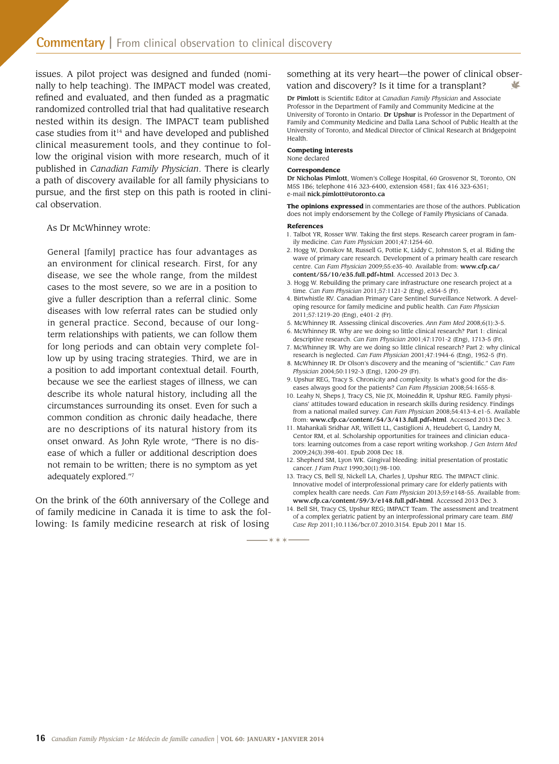issues. A pilot project was designed and funded (nominally to help teaching). The IMPACT model was created, refined and evaluated, and then funded as a pragmatic randomized controlled trial that had qualitative research nested within its design. The IMPACT team published case studies from it[14] and have developed and published clinical measurement tools, and they continue to follow the original vision with more research, much of it published in *Canadian Family Physician*. There is clearly a path of discovery available for all family physicians to pursue, and the first step on this path is rooted in clinical observation.

As Dr McWhinney wrote:

> General [family] practice has four advantages as an environment for clinical research. First, for any disease, we see the whole range, from the mildest cases to the most severe, so we are in a position to give a fuller description than a referral clinic. Some diseases with low referral rates can be studied only in general practice. Second, because of our long-term relationships with patients, we can follow them for long periods and can obtain very complete follow up by using tracing strategies. Third, we are in a position to add important contextual detail. Fourth, because we see the earliest stages of illness, we can describe its whole natural history, including all the circumstances surrounding its onset. Even for such a common condition as chronic daily headache, there are no descriptions of its natural history from its onset onward. As John Ryle wrote, "There is no disease of which a fuller or additional description does not remain to be written; there is no symptom as yet adequately explored."[7]

On the brink of the 60th anniversary of the College and of family medicine in Canada it is time to ask the following: Is family medicine research at risk of losing something at its very heart—the power of clinical observation and discovery? Is it time for a transplant?

**Dr Pimlott** is Scientific Editor at *Canadian Family Physician* and Associate Professor in the Department of Family and Community Medicine at the University of Toronto in Ontario. **Dr Upshur** is Professor in the Department of Family and Community Medicine and Dalla Lana School of Public Health at the University of Toronto, and Medical Director of Clinical Research at Bridgepoint Health.

**Competing interests**
None declared

**Correspondence**
**Dr Nicholas Pimlott**, Women's College Hospital, 60 Grosvenor St, Toronto, ON M5S 1B6; telephone 416 323-6400, extension 4581; fax 416 323-6351; e-mail **nick.pimlott@utoronto.ca**

**The opinions expressed** in commentaries are those of the authors. Publication does not imply endorsement by the College of Family Physicians of Canada.

**References**

1. Talbot YR, Rosser WW. Taking the first steps. Research career program in family medicine. *Can Fam Physician* 2001;47:1254-60.
2. Hogg W, Donskov M, Russell G, Pottie K, Liddy C, Johnston S, et al. Riding the wave of primary care research. Development of a primary health care research centre. *Can Fam Physician* 2009;55:e35-40. Available from: **www.cfp.ca/content/55/10/e35.full.pdf+html**. Accessed 2013 Dec 3.
3. Hogg W. Rebuilding the primary care infrastructure one research project at a time. *Can Fam Physician* 2011;57:1121-2 (Eng), e354-5 (Fr).
4. Birtwhistle RV. Canadian Primary Care Sentinel Surveillance Network. A developing resource for family medicine and public health. *Can Fam Physician* 2011;57:1219-20 (Eng), e401-2 (Fr).
5. McWhinney IR. Assessing clinical discoveries. *Ann Fam Med* 2008;6(1):3-5.
6. McWhinney IR. Why are we doing so little clinical research? Part 1: clinical descriptive research. *Can Fam Physician* 2001;47:1701-2 (Eng), 1713-5 (Fr).
7. McWhinney IR. Why are we doing so little clinical research? Part 2: why clinical research is neglected. *Can Fam Physician* 2001;47:1944-6 (Eng), 1952-5 (Fr).
8. McWhinney IR. Dr Olson's discovery and the meaning of "scientific." *Can Fam Physician* 2004;50:1192-3 (Eng), 1200-29 (Fr).
9. Upshur REG, Tracy S. Chronicity and complexity. Is what's good for the diseases always good for the patients? *Can Fam Physician* 2008;54:1655-8.
10. Leahy N, Sheps J, Tracy CS, Nie JX, Moineddin R, Upshur REG. Family physicians' attitudes toward education in research skills during residency. Findings from a national mailed survey. *Can Fam Physician* 2008;54:413-4.e1-5. Available from: **www.cfp.ca/content/54/3/413.full.pdf+html**. Accessed 2013 Dec 3.
11. Mahankali Sridhar AR, Willett LL, Castiglioni A, Heudebert G, Landry M, Centor RM, et al. Scholarship opportunities for trainees and clinician educators: learning outcomes from a case report writing workshop. *J Gen Intern Med* 2009;24(3):398-401. Epub 2008 Dec 18.
12. Shepherd SM, Lyon WK. Gingival bleeding: initial presentation of prostatic cancer. *J Fam Pract* 1990;30(1):98-100.
13. Tracy CS, Bell SJ, Nickell LA, Charles J, Upshur REG. The IMPACT clinic. Innovative model of interprofessional primary care for elderly patients with complex health care needs. *Can Fam Physician* 2013;59:e148-55. Available from: **www.cfp.ca/content/59/3/e148.full.pdf+html**. Accessed 2013 Dec 3.
14. Bell SH, Tracy CS, Upshur REG; IMPACT Team. The assessment and treatment of a complex geriatric patient by an interprofessional primary care team. *BMJ Case Rep* 2011;10.1136/bcr.07.2010.3154. Epub 2011 Mar 15.

\* \* \*